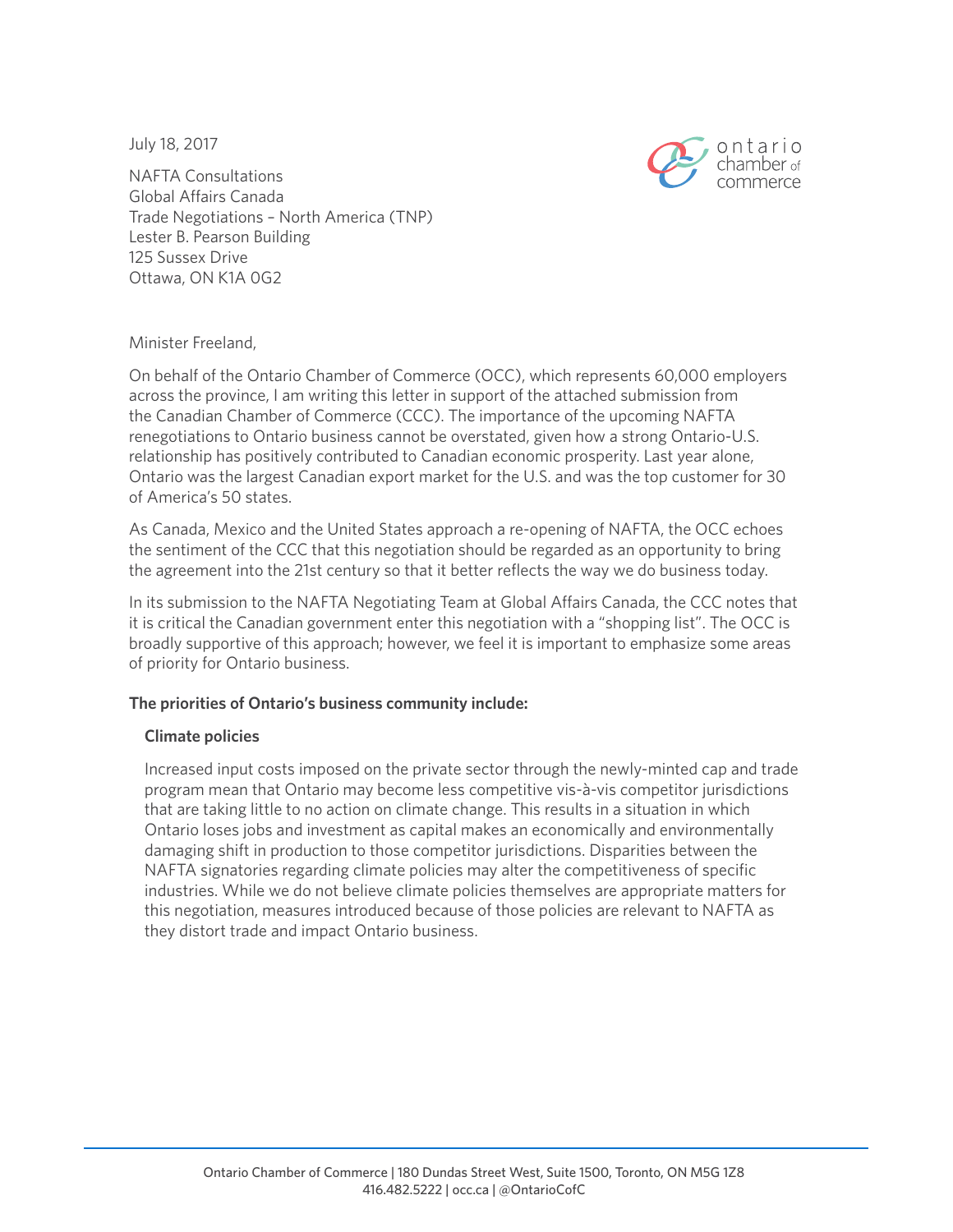July 18, 2017

NAFTA Consultations
Global Affairs Canada
Trade Negotiations – North America (TNP)
Lester B. Pearson Building
125 Sussex Drive
Ottawa, ON K1A 0G2

Minister Freeland,

On behalf of the Ontario Chamber of Commerce (OCC), which represents 60,000 employers across the province, I am writing this letter in support of the attached submission from the Canadian Chamber of Commerce (CCC). The importance of the upcoming NAFTA renegotiations to Ontario business cannot be overstated, given how a strong Ontario-U.S. relationship has positively contributed to Canadian economic prosperity. Last year alone, Ontario was the largest Canadian export market for the U.S. and was the top customer for 30 of America's 50 states.

As Canada, Mexico and the United States approach a re-opening of NAFTA, the OCC echoes the sentiment of the CCC that this negotiation should be regarded as an opportunity to bring the agreement into the 21st century so that it better reflects the way we do business today.

In its submission to the NAFTA Negotiating Team at Global Affairs Canada, the CCC notes that it is critical the Canadian government enter this negotiation with a "shopping list". The OCC is broadly supportive of this approach; however, we feel it is important to emphasize some areas of priority for Ontario business.

**The priorities of Ontario's business community include:**

**Climate policies**

Increased input costs imposed on the private sector through the newly-minted cap and trade program mean that Ontario may become less competitive vis-à-vis competitor jurisdictions that are taking little to no action on climate change. This results in a situation in which Ontario loses jobs and investment as capital makes an economically and environmentally damaging shift in production to those competitor jurisdictions. Disparities between the NAFTA signatories regarding climate policies may alter the competitiveness of specific industries. While we do not believe climate policies themselves are appropriate matters for this negotiation, measures introduced because of those policies are relevant to NAFTA as they distort trade and impact Ontario business.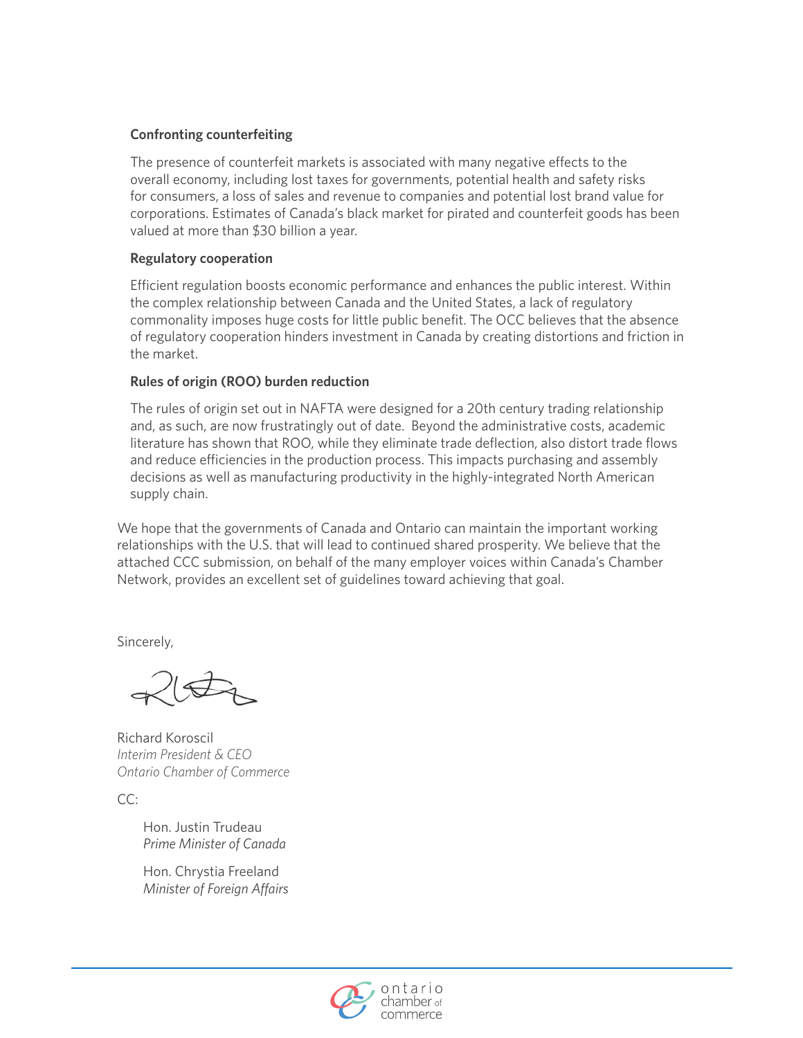**Confronting counterfeiting**

The presence of counterfeit markets is associated with many negative effects to the overall economy, including lost taxes for governments, potential health and safety risks for consumers, a loss of sales and revenue to companies and potential lost brand value for corporations. Estimates of Canada's black market for pirated and counterfeit goods has been valued at more than $30 billion a year.

**Regulatory cooperation**

Efficient regulation boosts economic performance and enhances the public interest. Within the complex relationship between Canada and the United States, a lack of regulatory commonality imposes huge costs for little public benefit. The OCC believes that the absence of regulatory cooperation hinders investment in Canada by creating distortions and friction in the market.

**Rules of origin (ROO) burden reduction**

The rules of origin set out in NAFTA were designed for a 20th century trading relationship and, as such, are now frustratingly out of date. Beyond the administrative costs, academic literature has shown that ROO, while they eliminate trade deflection, also distort trade flows and reduce efficiencies in the production process. This impacts purchasing and assembly decisions as well as manufacturing productivity in the highly-integrated North American supply chain.

We hope that the governments of Canada and Ontario can maintain the important working relationships with the U.S. that will lead to continued shared prosperity. We believe that the attached CCC submission, on behalf of the many employer voices within Canada's Chamber Network, provides an excellent set of guidelines toward achieving that goal.

Sincerely,

Richard Koroscil
*Interim President & CEO*
*Ontario Chamber of Commerce*

CC:

Hon. Justin Trudeau
*Prime Minister of Canada*

Hon. Chrystia Freeland
*Minister of Foreign Affairs*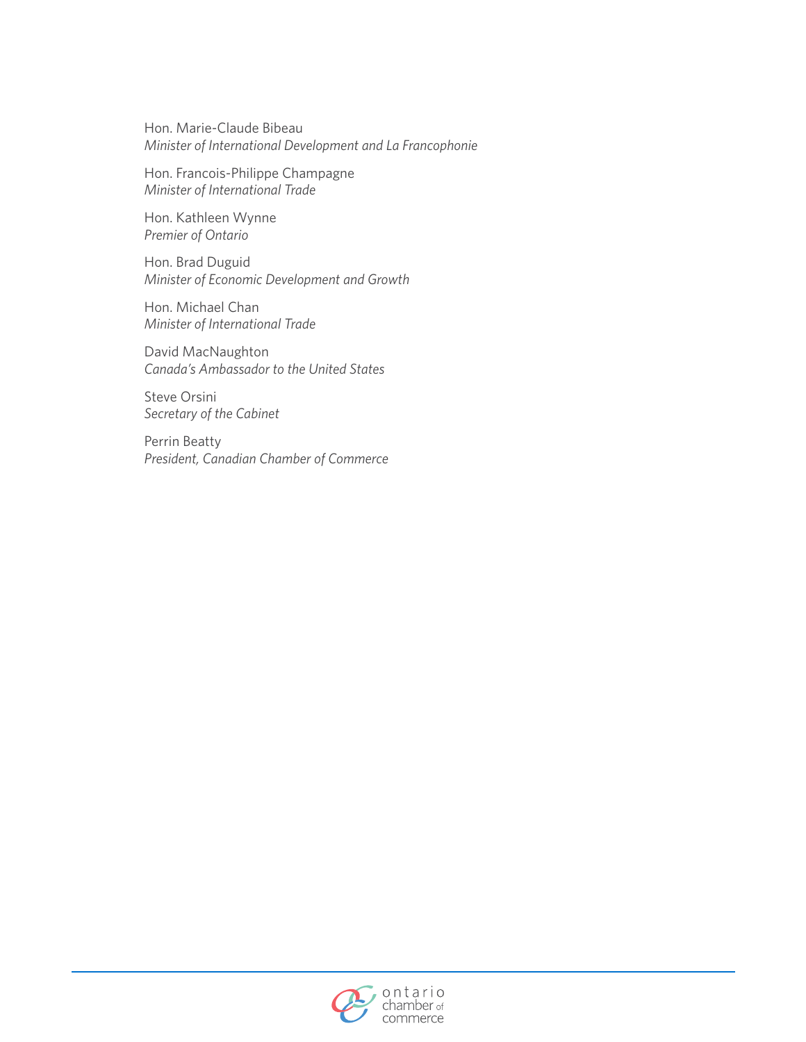Hon. Marie-Claude Bibeau
*Minister of International Development and La Francophonie*

Hon. Francois-Philippe Champagne
*Minister of International Trade*

Hon. Kathleen Wynne
*Premier of Ontario*

Hon. Brad Duguid
*Minister of Economic Development and Growth*

Hon. Michael Chan
*Minister of International Trade*

David MacNaughton
*Canada's Ambassador to the United States*

Steve Orsini
*Secretary of the Cabinet*

Perrin Beatty
*President, Canadian Chamber of Commerce*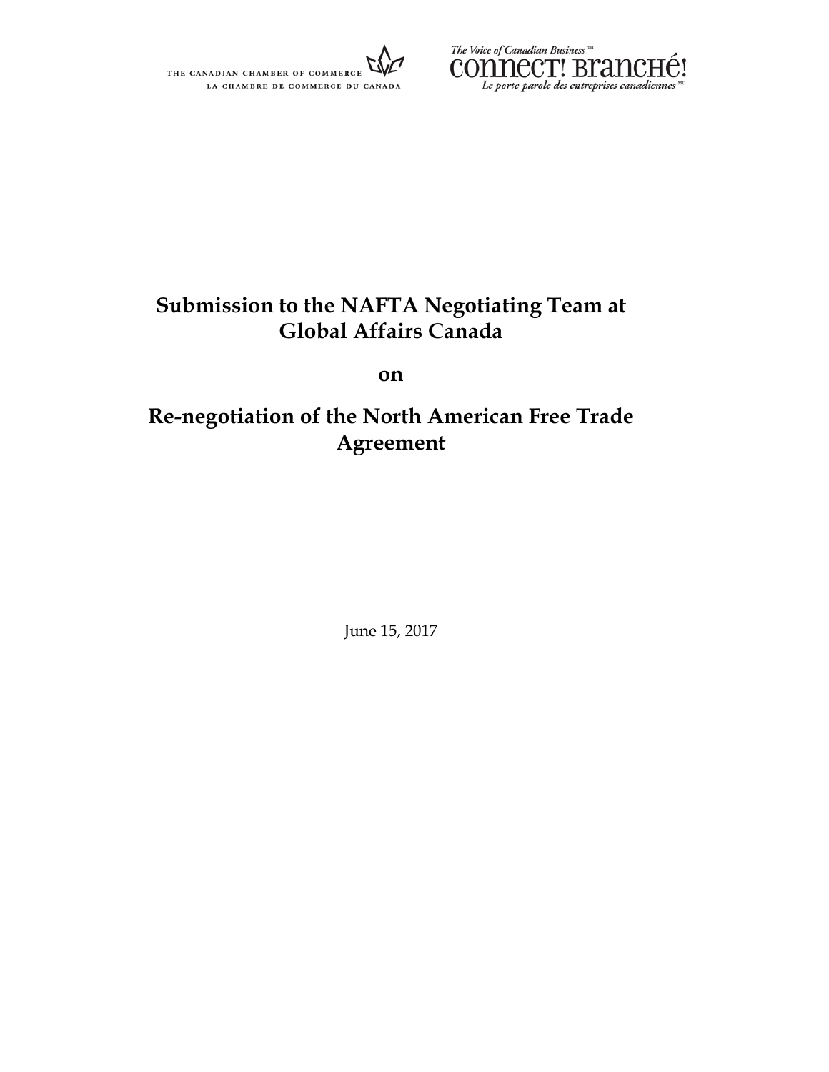THE CANADIAN CHAMBER OF COMMERCE
LA CHAMBRE DE COMMERCE DU CANADA

*The Voice of Canadian Business*™
CONNECT! BRANCHÉ!
*Le porte-parole des entreprises canadiennes*[MD]

# Submission to the NAFTA Negotiating Team at Global Affairs Canada

## on

# Re-negotiation of the North American Free Trade Agreement

June 15, 2017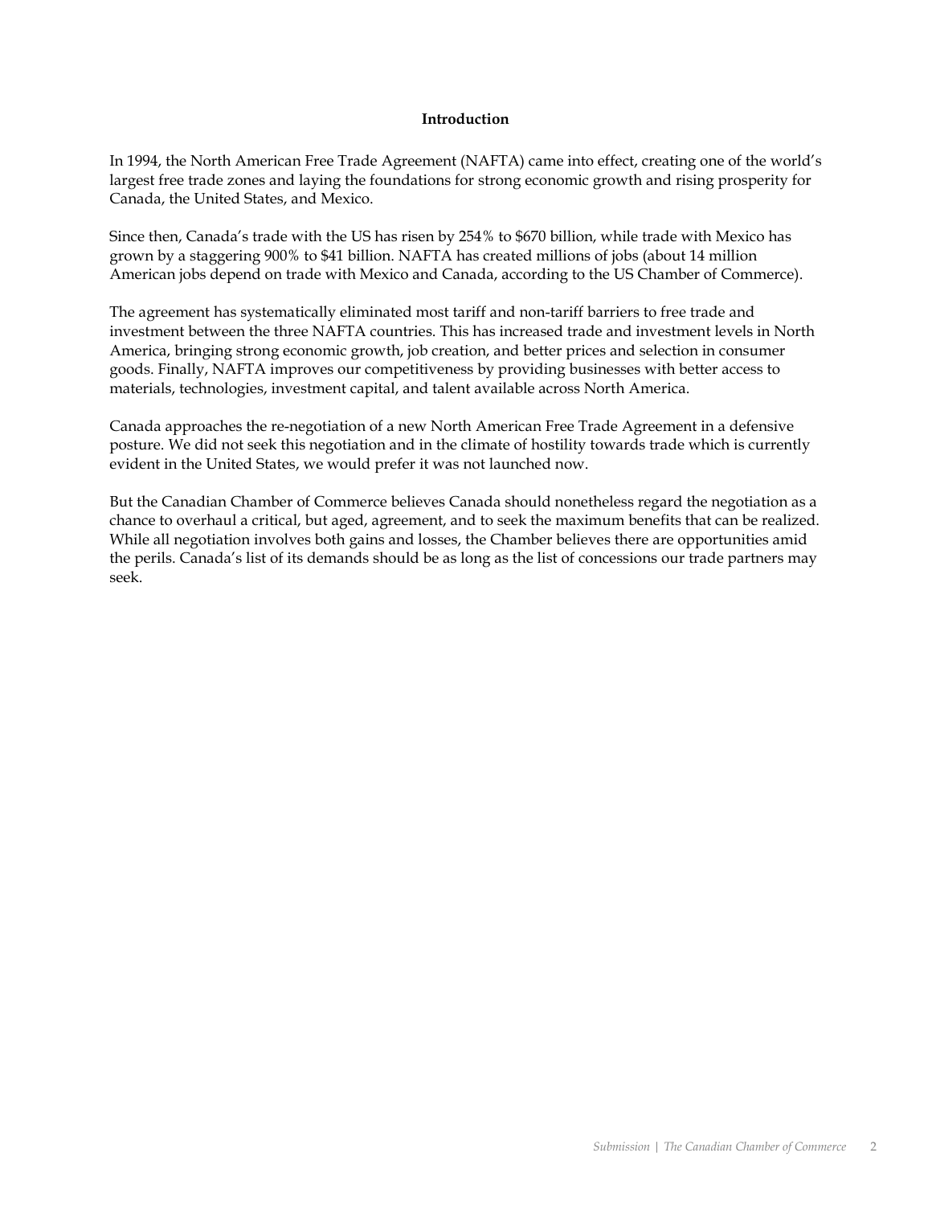## Introduction

In 1994, the North American Free Trade Agreement (NAFTA) came into effect, creating one of the world's largest free trade zones and laying the foundations for strong economic growth and rising prosperity for Canada, the United States, and Mexico.

Since then, Canada's trade with the US has risen by 254% to $670 billion, while trade with Mexico has grown by a staggering 900% to $41 billion. NAFTA has created millions of jobs (about 14 million American jobs depend on trade with Mexico and Canada, according to the US Chamber of Commerce).

The agreement has systematically eliminated most tariff and non-tariff barriers to free trade and investment between the three NAFTA countries. This has increased trade and investment levels in North America, bringing strong economic growth, job creation, and better prices and selection in consumer goods. Finally, NAFTA improves our competitiveness by providing businesses with better access to materials, technologies, investment capital, and talent available across North America.

Canada approaches the re-negotiation of a new North American Free Trade Agreement in a defensive posture. We did not seek this negotiation and in the climate of hostility towards trade which is currently evident in the United States, we would prefer it was not launched now.

But the Canadian Chamber of Commerce believes Canada should nonetheless regard the negotiation as a chance to overhaul a critical, but aged, agreement, and to seek the maximum benefits that can be realized. While all negotiation involves both gains and losses, the Chamber believes there are opportunities amid the perils. Canada's list of its demands should be as long as the list of concessions our trade partners may seek.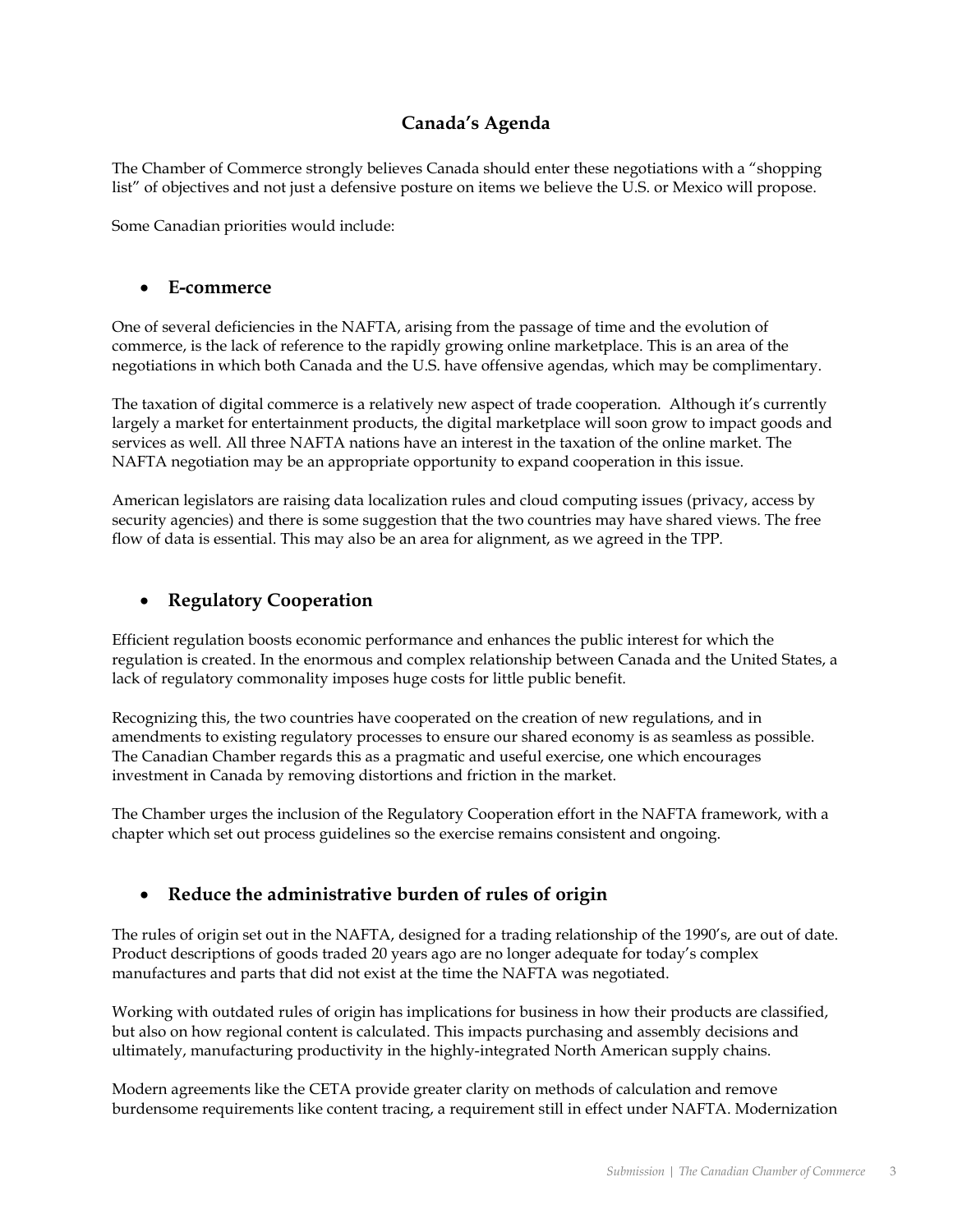## Canada's Agenda

The Chamber of Commerce strongly believes Canada should enter these negotiations with a "shopping list" of objectives and not just a defensive posture on items we believe the U.S. or Mexico will propose.

Some Canadian priorities would include:

- ### E-commerce

One of several deficiencies in the NAFTA, arising from the passage of time and the evolution of commerce, is the lack of reference to the rapidly growing online marketplace. This is an area of the negotiations in which both Canada and the U.S. have offensive agendas, which may be complimentary.

The taxation of digital commerce is a relatively new aspect of trade cooperation. Although it's currently largely a market for entertainment products, the digital marketplace will soon grow to impact goods and services as well. All three NAFTA nations have an interest in the taxation of the online market. The NAFTA negotiation may be an appropriate opportunity to expand cooperation in this issue.

American legislators are raising data localization rules and cloud computing issues (privacy, access by security agencies) and there is some suggestion that the two countries may have shared views. The free flow of data is essential. This may also be an area for alignment, as we agreed in the TPP.

- ### Regulatory Cooperation

Efficient regulation boosts economic performance and enhances the public interest for which the regulation is created. In the enormous and complex relationship between Canada and the United States, a lack of regulatory commonality imposes huge costs for little public benefit.

Recognizing this, the two countries have cooperated on the creation of new regulations, and in amendments to existing regulatory processes to ensure our shared economy is as seamless as possible. The Canadian Chamber regards this as a pragmatic and useful exercise, one which encourages investment in Canada by removing distortions and friction in the market.

The Chamber urges the inclusion of the Regulatory Cooperation effort in the NAFTA framework, with a chapter which set out process guidelines so the exercise remains consistent and ongoing.

- ### Reduce the administrative burden of rules of origin

The rules of origin set out in the NAFTA, designed for a trading relationship of the 1990's, are out of date. Product descriptions of goods traded 20 years ago are no longer adequate for today's complex manufactures and parts that did not exist at the time the NAFTA was negotiated.

Working with outdated rules of origin has implications for business in how their products are classified, but also on how regional content is calculated. This impacts purchasing and assembly decisions and ultimately, manufacturing productivity in the highly-integrated North American supply chains.

Modern agreements like the CETA provide greater clarity on methods of calculation and remove burdensome requirements like content tracing, a requirement still in effect under NAFTA. Modernization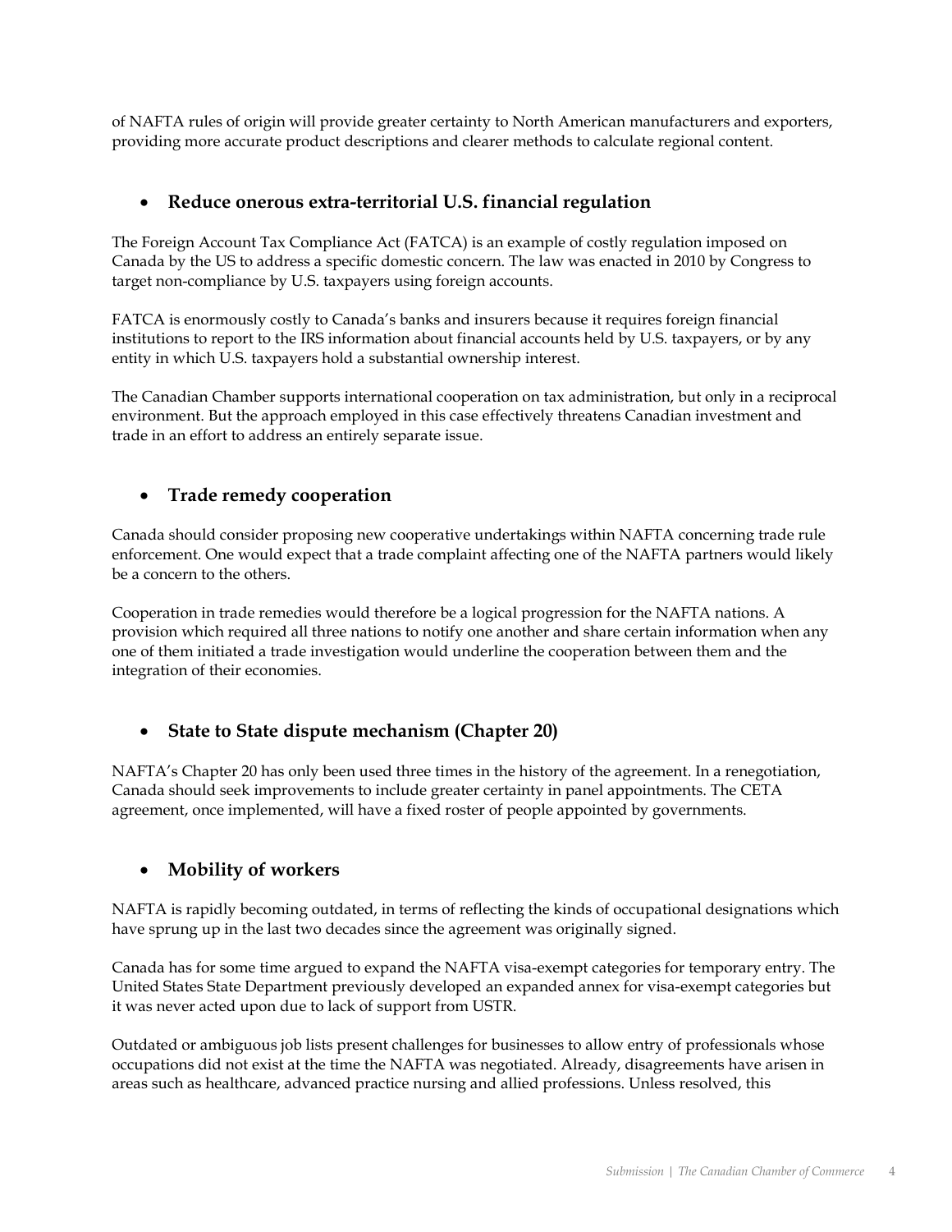of NAFTA rules of origin will provide greater certainty to North American manufacturers and exporters, providing more accurate product descriptions and clearer methods to calculate regional content.

- **Reduce onerous extra-territorial U.S. financial regulation**

The Foreign Account Tax Compliance Act (FATCA) is an example of costly regulation imposed on Canada by the US to address a specific domestic concern. The law was enacted in 2010 by Congress to target non-compliance by U.S. taxpayers using foreign accounts.

FATCA is enormously costly to Canada's banks and insurers because it requires foreign financial institutions to report to the IRS information about financial accounts held by U.S. taxpayers, or by any entity in which U.S. taxpayers hold a substantial ownership interest.

The Canadian Chamber supports international cooperation on tax administration, but only in a reciprocal environment. But the approach employed in this case effectively threatens Canadian investment and trade in an effort to address an entirely separate issue.

- **Trade remedy cooperation**

Canada should consider proposing new cooperative undertakings within NAFTA concerning trade rule enforcement. One would expect that a trade complaint affecting one of the NAFTA partners would likely be a concern to the others.

Cooperation in trade remedies would therefore be a logical progression for the NAFTA nations. A provision which required all three nations to notify one another and share certain information when any one of them initiated a trade investigation would underline the cooperation between them and the integration of their economies.

- **State to State dispute mechanism (Chapter 20)**

NAFTA's Chapter 20 has only been used three times in the history of the agreement. In a renegotiation, Canada should seek improvements to include greater certainty in panel appointments. The CETA agreement, once implemented, will have a fixed roster of people appointed by governments.

- **Mobility of workers**

NAFTA is rapidly becoming outdated, in terms of reflecting the kinds of occupational designations which have sprung up in the last two decades since the agreement was originally signed.

Canada has for some time argued to expand the NAFTA visa-exempt categories for temporary entry. The United States State Department previously developed an expanded annex for visa-exempt categories but it was never acted upon due to lack of support from USTR.

Outdated or ambiguous job lists present challenges for businesses to allow entry of professionals whose occupations did not exist at the time the NAFTA was negotiated. Already, disagreements have arisen in areas such as healthcare, advanced practice nursing and allied professions. Unless resolved, this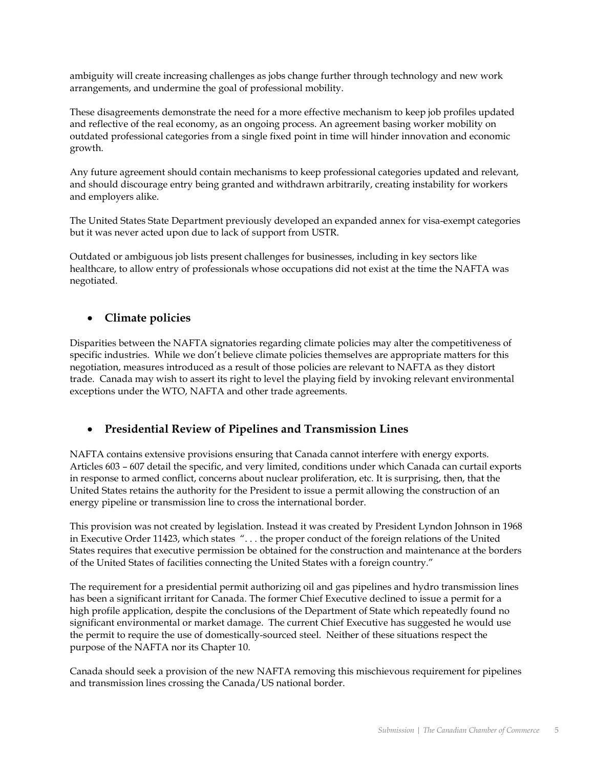ambiguity will create increasing challenges as jobs change further through technology and new work arrangements, and undermine the goal of professional mobility.

These disagreements demonstrate the need for a more effective mechanism to keep job profiles updated and reflective of the real economy, as an ongoing process. An agreement basing worker mobility on outdated professional categories from a single fixed point in time will hinder innovation and economic growth.

Any future agreement should contain mechanisms to keep professional categories updated and relevant, and should discourage entry being granted and withdrawn arbitrarily, creating instability for workers and employers alike.

The United States State Department previously developed an expanded annex for visa-exempt categories but it was never acted upon due to lack of support from USTR.

Outdated or ambiguous job lists present challenges for businesses, including in key sectors like healthcare, to allow entry of professionals whose occupations did not exist at the time the NAFTA was negotiated.

- **Climate policies**

Disparities between the NAFTA signatories regarding climate policies may alter the competitiveness of specific industries. While we don't believe climate policies themselves are appropriate matters for this negotiation, measures introduced as a result of those policies are relevant to NAFTA as they distort trade. Canada may wish to assert its right to level the playing field by invoking relevant environmental exceptions under the WTO, NAFTA and other trade agreements.

- **Presidential Review of Pipelines and Transmission Lines**

NAFTA contains extensive provisions ensuring that Canada cannot interfere with energy exports. Articles 603 – 607 detail the specific, and very limited, conditions under which Canada can curtail exports in response to armed conflict, concerns about nuclear proliferation, etc. It is surprising, then, that the United States retains the authority for the President to issue a permit allowing the construction of an energy pipeline or transmission line to cross the international border.

This provision was not created by legislation. Instead it was created by President Lyndon Johnson in 1968 in Executive Order 11423, which states ". . . the proper conduct of the foreign relations of the United States requires that executive permission be obtained for the construction and maintenance at the borders of the United States of facilities connecting the United States with a foreign country."

The requirement for a presidential permit authorizing oil and gas pipelines and hydro transmission lines has been a significant irritant for Canada. The former Chief Executive declined to issue a permit for a high profile application, despite the conclusions of the Department of State which repeatedly found no significant environmental or market damage. The current Chief Executive has suggested he would use the permit to require the use of domestically-sourced steel. Neither of these situations respect the purpose of the NAFTA nor its Chapter 10.

Canada should seek a provision of the new NAFTA removing this mischievous requirement for pipelines and transmission lines crossing the Canada/US national border.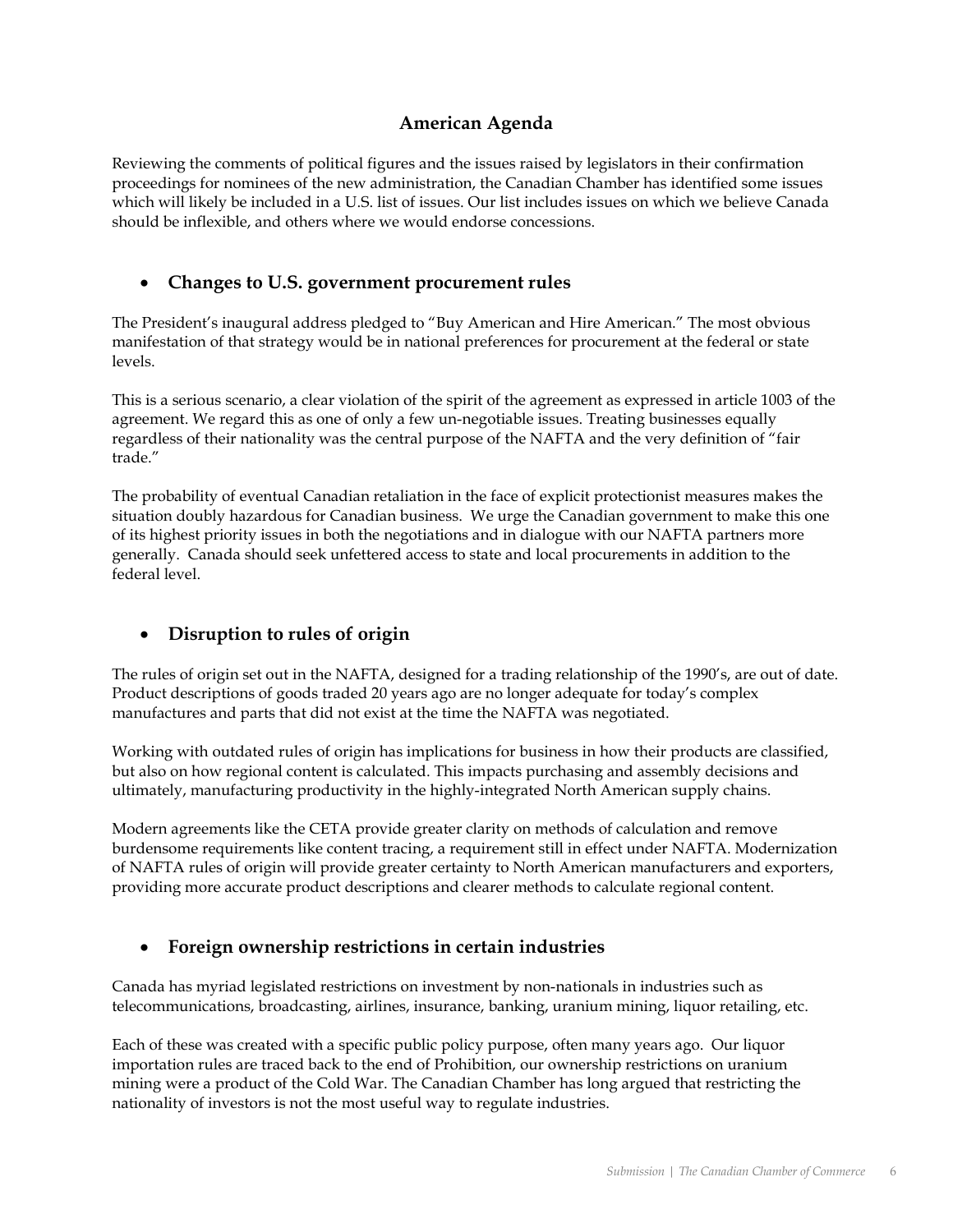## American Agenda

Reviewing the comments of political figures and the issues raised by legislators in their confirmation proceedings for nominees of the new administration, the Canadian Chamber has identified some issues which will likely be included in a U.S. list of issues. Our list includes issues on which we believe Canada should be inflexible, and others where we would endorse concessions.

### • Changes to U.S. government procurement rules

The President's inaugural address pledged to "Buy American and Hire American." The most obvious manifestation of that strategy would be in national preferences for procurement at the federal or state levels.

This is a serious scenario, a clear violation of the spirit of the agreement as expressed in article 1003 of the agreement. We regard this as one of only a few un-negotiable issues. Treating businesses equally regardless of their nationality was the central purpose of the NAFTA and the very definition of "fair trade."

The probability of eventual Canadian retaliation in the face of explicit protectionist measures makes the situation doubly hazardous for Canadian business. We urge the Canadian government to make this one of its highest priority issues in both the negotiations and in dialogue with our NAFTA partners more generally. Canada should seek unfettered access to state and local procurements in addition to the federal level.

### • Disruption to rules of origin

The rules of origin set out in the NAFTA, designed for a trading relationship of the 1990's, are out of date. Product descriptions of goods traded 20 years ago are no longer adequate for today's complex manufactures and parts that did not exist at the time the NAFTA was negotiated.

Working with outdated rules of origin has implications for business in how their products are classified, but also on how regional content is calculated. This impacts purchasing and assembly decisions and ultimately, manufacturing productivity in the highly-integrated North American supply chains.

Modern agreements like the CETA provide greater clarity on methods of calculation and remove burdensome requirements like content tracing, a requirement still in effect under NAFTA. Modernization of NAFTA rules of origin will provide greater certainty to North American manufacturers and exporters, providing more accurate product descriptions and clearer methods to calculate regional content.

### • Foreign ownership restrictions in certain industries

Canada has myriad legislated restrictions on investment by non-nationals in industries such as telecommunications, broadcasting, airlines, insurance, banking, uranium mining, liquor retailing, etc.

Each of these was created with a specific public policy purpose, often many years ago. Our liquor importation rules are traced back to the end of Prohibition, our ownership restrictions on uranium mining were a product of the Cold War. The Canadian Chamber has long argued that restricting the nationality of investors is not the most useful way to regulate industries.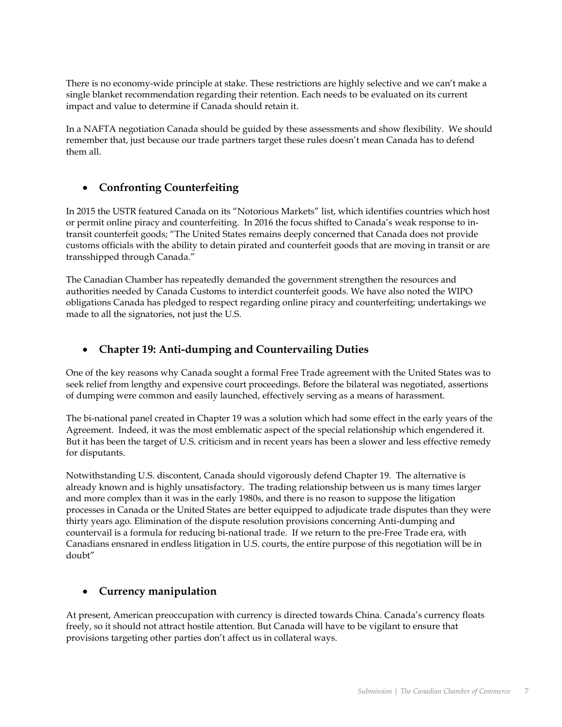There is no economy-wide principle at stake. These restrictions are highly selective and we can't make a single blanket recommendation regarding their retention. Each needs to be evaluated on its current impact and value to determine if Canada should retain it.

In a NAFTA negotiation Canada should be guided by these assessments and show flexibility. We should remember that, just because our trade partners target these rules doesn't mean Canada has to defend them all.

- **Confronting Counterfeiting**

In 2015 the USTR featured Canada on its "Notorious Markets" list, which identifies countries which host or permit online piracy and counterfeiting. In 2016 the focus shifted to Canada's weak response to in-transit counterfeit goods; "The United States remains deeply concerned that Canada does not provide customs officials with the ability to detain pirated and counterfeit goods that are moving in transit or are transshipped through Canada."

The Canadian Chamber has repeatedly demanded the government strengthen the resources and authorities needed by Canada Customs to interdict counterfeit goods. We have also noted the WIPO obligations Canada has pledged to respect regarding online piracy and counterfeiting; undertakings we made to all the signatories, not just the U.S.

- **Chapter 19: Anti-dumping and Countervailing Duties**

One of the key reasons why Canada sought a formal Free Trade agreement with the United States was to seek relief from lengthy and expensive court proceedings. Before the bilateral was negotiated, assertions of dumping were common and easily launched, effectively serving as a means of harassment.

The bi-national panel created in Chapter 19 was a solution which had some effect in the early years of the Agreement. Indeed, it was the most emblematic aspect of the special relationship which engendered it. But it has been the target of U.S. criticism and in recent years has been a slower and less effective remedy for disputants.

Notwithstanding U.S. discontent, Canada should vigorously defend Chapter 19. The alternative is already known and is highly unsatisfactory. The trading relationship between us is many times larger and more complex than it was in the early 1980s, and there is no reason to suppose the litigation processes in Canada or the United States are better equipped to adjudicate trade disputes than they were thirty years ago. Elimination of the dispute resolution provisions concerning Anti-dumping and countervail is a formula for reducing bi-national trade. If we return to the pre-Free Trade era, with Canadians ensnared in endless litigation in U.S. courts, the entire purpose of this negotiation will be in doubt"

- **Currency manipulation**

At present, American preoccupation with currency is directed towards China. Canada's currency floats freely, so it should not attract hostile attention. But Canada will have to be vigilant to ensure that provisions targeting other parties don't affect us in collateral ways.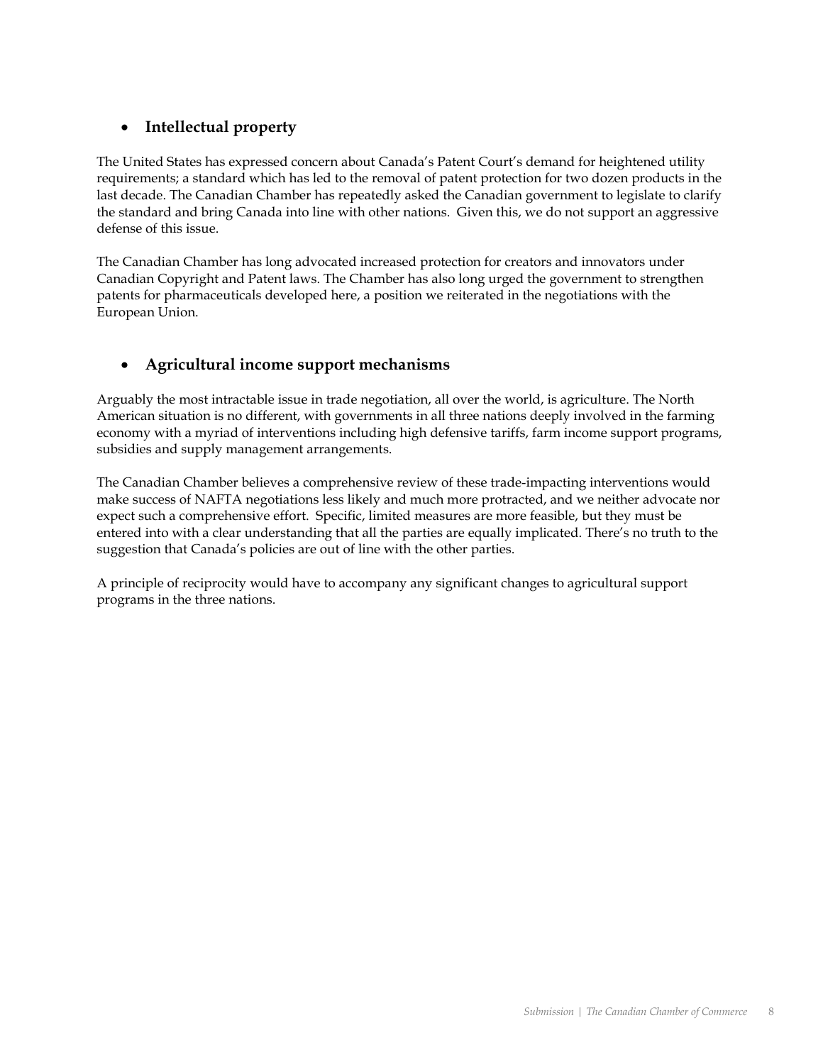- **Intellectual property**

The United States has expressed concern about Canada's Patent Court's demand for heightened utility requirements; a standard which has led to the removal of patent protection for two dozen products in the last decade. The Canadian Chamber has repeatedly asked the Canadian government to legislate to clarify the standard and bring Canada into line with other nations. Given this, we do not support an aggressive defense of this issue.

The Canadian Chamber has long advocated increased protection for creators and innovators under Canadian Copyright and Patent laws. The Chamber has also long urged the government to strengthen patents for pharmaceuticals developed here, a position we reiterated in the negotiations with the European Union.

- **Agricultural income support mechanisms**

Arguably the most intractable issue in trade negotiation, all over the world, is agriculture. The North American situation is no different, with governments in all three nations deeply involved in the farming economy with a myriad of interventions including high defensive tariffs, farm income support programs, subsidies and supply management arrangements.

The Canadian Chamber believes a comprehensive review of these trade-impacting interventions would make success of NAFTA negotiations less likely and much more protracted, and we neither advocate nor expect such a comprehensive effort. Specific, limited measures are more feasible, but they must be entered into with a clear understanding that all the parties are equally implicated. There's no truth to the suggestion that Canada's policies are out of line with the other parties.

A principle of reciprocity would have to accompany any significant changes to agricultural support programs in the three nations.